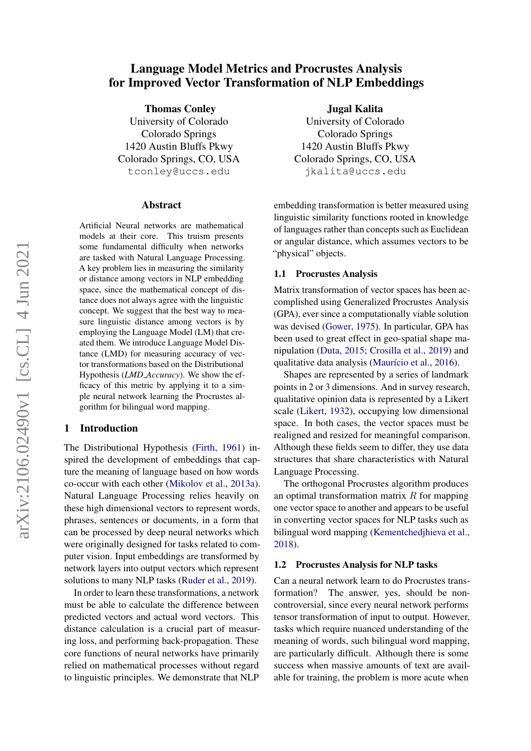# Language Model Metrics and Procrustes Analysis for Improved Vector Transformation of NLP Embeddings

**Thomas Conley**
University of Colorado
Colorado Springs
1420 Austin Bluffs Pkwy
Colorado Springs, CO, USA
tconley@uccs.edu

**Jugal Kalita**
University of Colorado
Colorado Springs
1420 Austin Bluffs Pkwy
Colorado Springs, CO, USA
jkalita@uccs.edu

## Abstract

Artificial Neural networks are mathematical models at their core. This truism presents some fundamental difficulty when networks are tasked with Natural Language Processing. A key problem lies in measuring the similarity or distance among vectors in NLP embedding space, since the mathematical concept of distance does not always agree with the linguistic concept. We suggest that the best way to measure linguistic distance among vectors is by employing the Language Model (LM) that created them. We introduce Language Model Distance (LMD) for measuring accuracy of vector transformations based on the Distributional Hypothesis (*LMD_Accuracy*). We show the efficacy of this metric by applying it to a simple neural network learning the Procrustes algorithm for bilingual word mapping.

## 1 Introduction

The Distributional Hypothesis (Firth, 1961) inspired the development of embeddings that capture the meaning of language based on how words co-occur with each other (Mikolov et al., 2013a). Natural Language Processing relies heavily on these high dimensional vectors to represent words, phrases, sentences or documents, in a form that can be processed by deep neural networks which were originally designed for tasks related to computer vision. Input embeddings are transformed by network layers into output vectors which represent solutions to many NLP tasks (Ruder et al., 2019).

In order to learn these transformations, a network must be able to calculate the difference between predicted vectors and actual word vectors. This distance calculation is a crucial part of measuring loss, and performing back-propagation. These core functions of neural networks have primarily relied on mathematical processes without regard to linguistic principles. We demonstrate that NLP embedding transformation is better measured using linguistic similarity functions rooted in knowledge of languages rather than concepts such as Euclidean or angular distance, which assumes vectors to be "physical" objects.

### 1.1 Procrustes Analysis

Matrix transformation of vector spaces has been accomplished using Generalized Procrustes Analysis (GPA), ever since a computationally viable solution was devised (Gower, 1975). In particular, GPA has been used to great effect in geo-spatial shape manipulation (Duta, 2015; Crosilla et al., 2019) and qualitative data analysis (Maurício et al., 2016).

Shapes are represented by a series of landmark points in 2 or 3 dimensions. And in survey research, qualitative opinion data is represented by a Likert scale (Likert, 1932), occupying low dimensional space. In both cases, the vector spaces must be realigned and resized for meaningful comparison. Although these fields seem to differ, they use data structures that share characteristics with Natural Language Processing.

The orthogonal Procrustes algorithm produces an optimal transformation matrix $R$ for mapping one vector space to another and appears to be useful in converting vector spaces for NLP tasks such as bilingual word mapping (Kementchedjhieva et al., 2018).

### 1.2 Procrustes Analysis for NLP tasks

Can a neural network learn to do Procrustes transformation? The answer, yes, should be non-controversial, since every neural network performs tensor transformation of input to output. However, tasks which require nuanced understanding of the meaning of words, such bilingual word mapping, are particularly difficult. Although there is some success when massive amounts of text are available for training, the problem is more acute when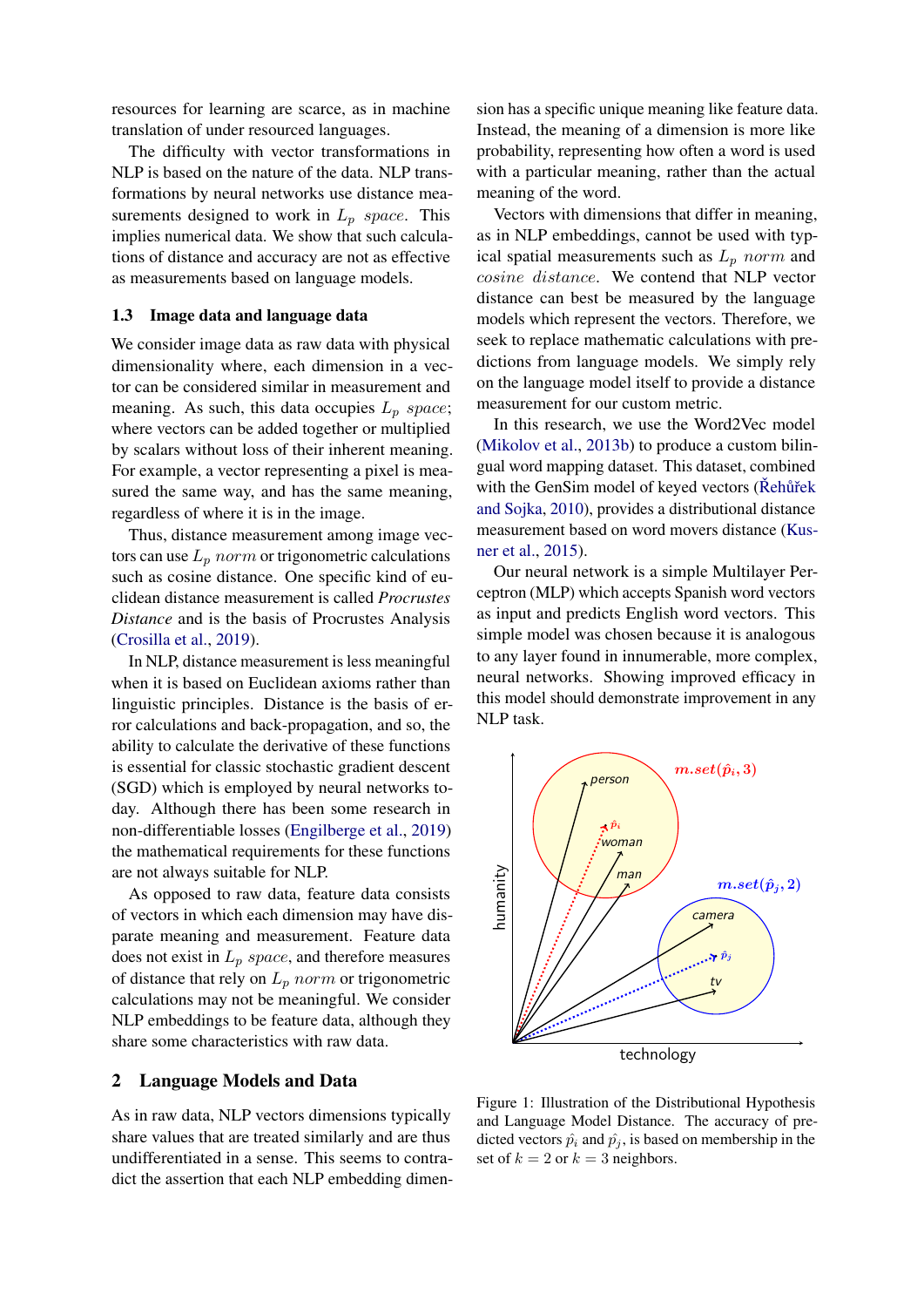resources for learning are scarce, as in machine translation of under resourced languages.

The difficulty with vector transformations in NLP is based on the nature of the data. NLP transformations by neural networks use distance measurements designed to work in $L_p$ *space*. This implies numerical data. We show that such calculations of distance and accuracy are not as effective as measurements based on language models.

### 1.3 Image data and language data

We consider image data as raw data with physical dimensionality where, each dimension in a vector can be considered similar in measurement and meaning. As such, this data occupies $L_p$ *space*; where vectors can be added together or multiplied by scalars without loss of their inherent meaning. For example, a vector representing a pixel is measured the same way, and has the same meaning, regardless of where it is in the image.

Thus, distance measurement among image vectors can use $L_p$ *norm* or trigonometric calculations such as cosine distance. One specific kind of euclidean distance measurement is called *Procrustes Distance* and is the basis of Procrustes Analysis (Crosilla et al., 2019).

In NLP, distance measurement is less meaningful when it is based on Euclidean axioms rather than linguistic principles. Distance is the basis of error calculations and back-propagation, and so, the ability to calculate the derivative of these functions is essential for classic stochastic gradient descent (SGD) which is employed by neural networks today. Although there has been some research in non-differentiable losses (Engilberge et al., 2019) the mathematical requirements for these functions are not always suitable for NLP.

As opposed to raw data, feature data consists of vectors in which each dimension may have disparate meaning and measurement. Feature data does not exist in $L_p$ *space*, and therefore measures of distance that rely on $L_p$ *norm* or trigonometric calculations may not be meaningful. We consider NLP embeddings to be feature data, although they share some characteristics with raw data.

## 2 Language Models and Data

As in raw data, NLP vectors dimensions typically share values that are treated similarly and are thus undifferentiated in a sense. This seems to contradict the assertion that each NLP embedding dimension has a specific unique meaning like feature data. Instead, the meaning of a dimension is more like probability, representing how often a word is used with a particular meaning, rather than the actual meaning of the word.

Vectors with dimensions that differ in meaning, as in NLP embeddings, cannot be used with typical spatial measurements such as $L_p$ *norm* and *cosine distance*. We contend that NLP vector distance can best be measured by the language models which represent the vectors. Therefore, we seek to replace mathematic calculations with predictions from language models. We simply rely on the language model itself to provide a distance measurement for our custom metric.

In this research, we use the Word2Vec model (Mikolov et al., 2013b) to produce a custom bilingual word mapping dataset. This dataset, combined with the GenSim model of keyed vectors (Řehůřek and Sojka, 2010), provides a distributional distance measurement based on word movers distance (Kusner et al., 2015).

Our neural network is a simple Multilayer Perceptron (MLP) which accepts Spanish word vectors as input and predicts English word vectors. This simple model was chosen because it is analogous to any layer found in innumerable, more complex, neural networks. Showing improved efficacy in this model should demonstrate improvement in any NLP task.

Figure 1: Illustration of the Distributional Hypothesis and Language Model Distance. The accuracy of predicted vectors $\hat{p}_i$ and $\hat{p}_j$, is based on membership in the set of $k = 2$ or $k = 3$ neighbors.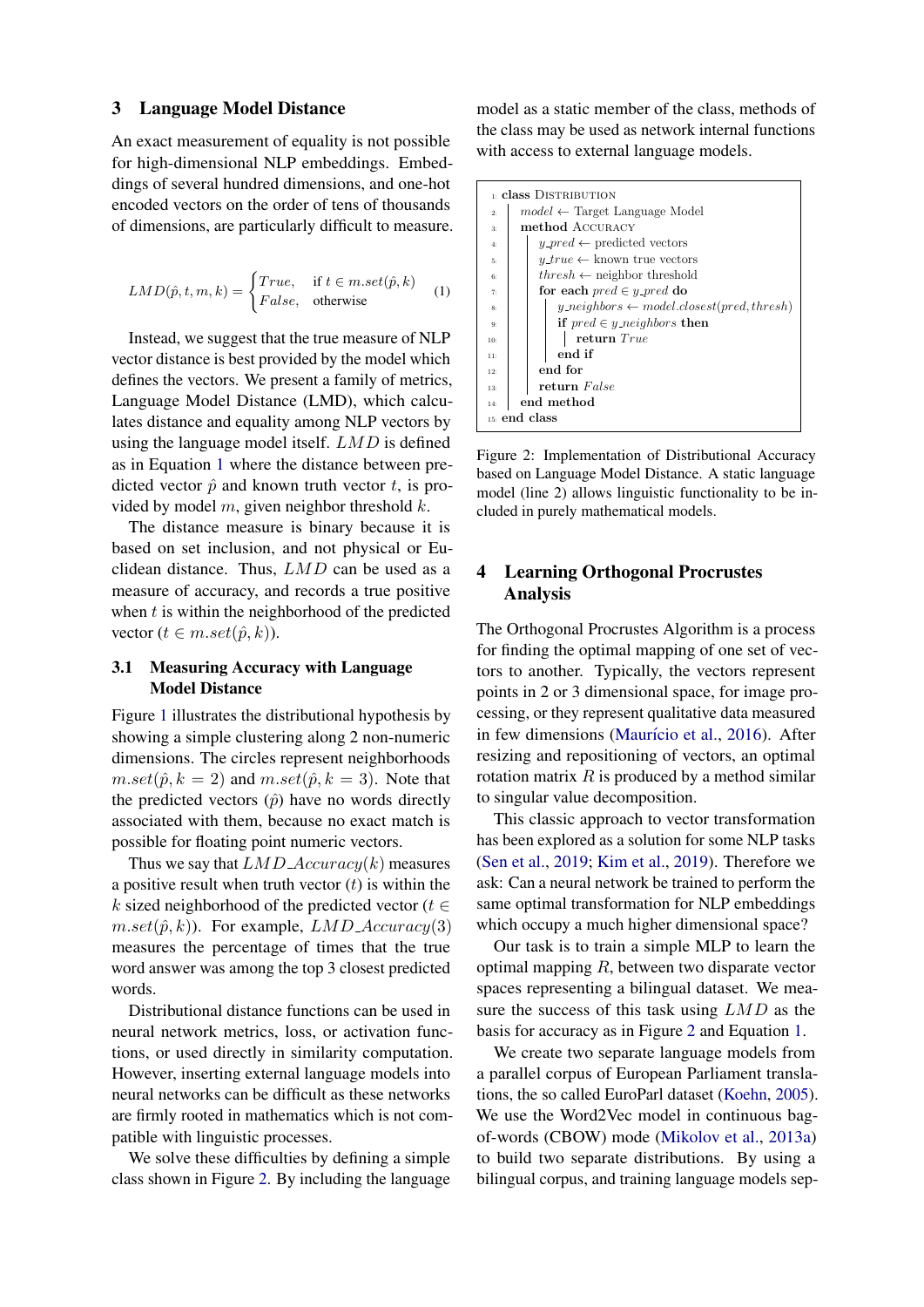## 3 Language Model Distance

An exact measurement of equality is not possible for high-dimensional NLP embeddings. Embeddings of several hundred dimensions, and one-hot encoded vectors on the order of tens of thousands of dimensions, are particularly difficult to measure.

$$LMD(\hat{p}, t, m, k) = \begin{cases} True, & \text{if } t \in m.set(\hat{p}, k) \\ False, & \text{otherwise} \end{cases} \tag{1}$$

Instead, we suggest that the true measure of NLP vector distance is best provided by the model which defines the vectors. We present a family of metrics, Language Model Distance (LMD), which calculates distance and equality among NLP vectors by using the language model itself. $LMD$ is defined as in Equation 1 where the distance between predicted vector $\hat{p}$ and known truth vector $t$, is provided by model $m$, given neighbor threshold $k$.

The distance measure is binary because it is based on set inclusion, and not physical or Euclidean distance. Thus, $LMD$ can be used as a measure of accuracy, and records a true positive when $t$ is within the neighborhood of the predicted vector ($t \in m.set(\hat{p}, k)$).

### 3.1 Measuring Accuracy with Language Model Distance

Figure 1 illustrates the distributional hypothesis by showing a simple clustering along 2 non-numeric dimensions. The circles represent neighborhoods $m.set(\hat{p}, k = 2)$ and $m.set(\hat{p}, k = 3)$. Note that the predicted vectors ($\hat{p}$) have no words directly associated with them, because no exact match is possible for floating point numeric vectors.

Thus we say that $LMD\_Accuracy(k)$ measures a positive result when truth vector ($t$) is within the $k$ sized neighborhood of the predicted vector ($t \in m.set(\hat{p}, k)$). For example, $LMD\_Accuracy(3)$ measures the percentage of times that the true word answer was among the top 3 closest predicted words.

Distributional distance functions can be used in neural network metrics, loss, or activation functions, or used directly in similarity computation. However, inserting external language models into neural networks can be difficult as these networks are firmly rooted in mathematics which is not compatible with linguistic processes.

We solve these difficulties by defining a simple class shown in Figure 2. By including the language model as a static member of the class, methods of the class may be used as network internal functions with access to external language models.

```
1:  class DISTRIBUTION
2:      model ← Target Language Model
3:      method ACCURACY
4:          y_pred ← predicted vectors
5:          y_true ← known true vectors
6:          thresh ← neighbor threshold
7:          for each pred ∈ y_pred do
8:              y_neighbors ← model.closest(pred, thresh)
9:              if pred ∈ y_neighbors then
10:                 return True
11:             end if
12:         end for
13:         return False
14:     end method
15: end class
```

Figure 2: Implementation of Distributional Accuracy based on Language Model Distance. A static language model (line 2) allows linguistic functionality to be included in purely mathematical models.

## 4 Learning Orthogonal Procrustes Analysis

The Orthogonal Procrustes Algorithm is a process for finding the optimal mapping of one set of vectors to another. Typically, the vectors represent points in 2 or 3 dimensional space, for image processing, or they represent qualitative data measured in few dimensions (Maurício et al., 2016). After resizing and repositioning of vectors, an optimal rotation matrix $R$ is produced by a method similar to singular value decomposition.

This classic approach to vector transformation has been explored as a solution for some NLP tasks (Sen et al., 2019; Kim et al., 2019). Therefore we ask: Can a neural network be trained to perform the same optimal transformation for NLP embeddings which occupy a much higher dimensional space?

Our task is to train a simple MLP to learn the optimal mapping $R$, between two disparate vector spaces representing a bilingual dataset. We measure the success of this task using $LMD$ as the basis for accuracy as in Figure 2 and Equation 1.

We create two separate language models from a parallel corpus of European Parliament translations, the so called EuroParl dataset (Koehn, 2005). We use the Word2Vec model in continuous bag-of-words (CBOW) mode (Mikolov et al., 2013a) to build two separate distributions. By using a bilingual corpus, and training language models sep-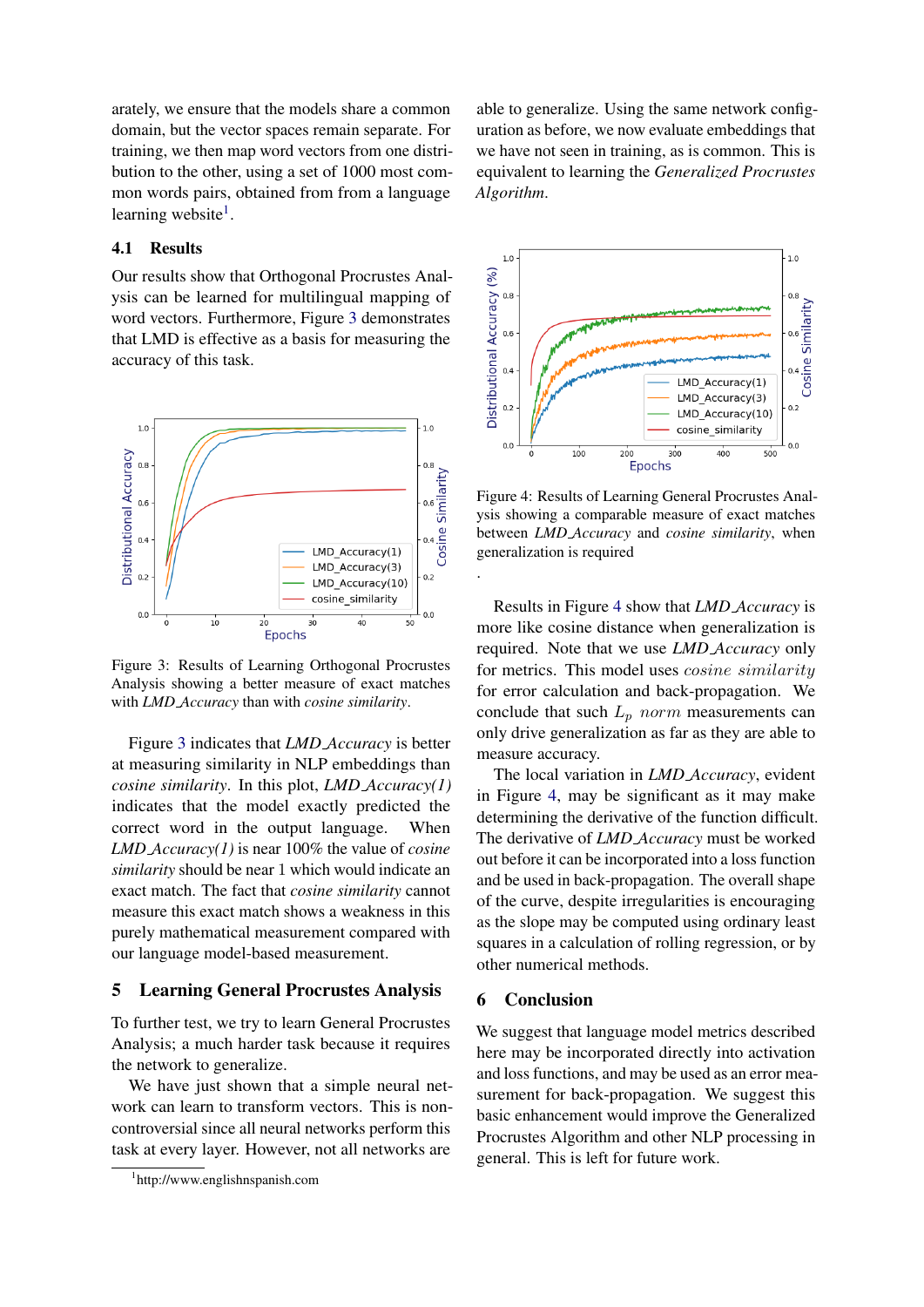arately, we ensure that the models share a common domain, but the vector spaces remain separate. For training, we then map word vectors from one distribution to the other, using a set of 1000 most common words pairs, obtained from from a language learning website[1].

### 4.1 Results

Our results show that Orthogonal Procrustes Analysis can be learned for multilingual mapping of word vectors. Furthermore, Figure 3 demonstrates that LMD is effective as a basis for measuring the accuracy of this task.

Figure 3: Results of Learning Orthogonal Procrustes Analysis showing a better measure of exact matches with *LMD_Accuracy* than with *cosine similarity*.

Figure 3 indicates that *LMD_Accuracy* is better at measuring similarity in NLP embeddings than *cosine similarity*. In this plot, *LMD_Accuracy(1)* indicates that the model exactly predicted the correct word in the output language. When *LMD_Accuracy(1)* is near 100% the value of *cosine similarity* should be near 1 which would indicate an exact match. The fact that *cosine similarity* cannot measure this exact match shows a weakness in this purely mathematical measurement compared with our language model-based measurement.

## 5 Learning General Procrustes Analysis

To further test, we try to learn General Procrustes Analysis; a much harder task because it requires the network to generalize.

We have just shown that a simple neural network can learn to transform vectors. This is non-controversial since all neural networks perform this task at every layer. However, not all networks are able to generalize. Using the same network configuration as before, we now evaluate embeddings that we have not seen in training, as is common. This is equivalent to learning the *Generalized Procrustes Algorithm*.

Figure 4: Results of Learning General Procrustes Analysis showing a comparable measure of exact matches between *LMD_Accuracy* and *cosine similarity*, when generalization is required

.

Results in Figure 4 show that *LMD_Accuracy* is more like cosine distance when generalization is required. Note that we use *LMD_Accuracy* only for metrics. This model uses $cosine\ similarity$ for error calculation and back-propagation. We conclude that such $L_p\ norm$ measurements can only drive generalization as far as they are able to measure accuracy.

The local variation in *LMD_Accuracy*, evident in Figure 4, may be significant as it may make determining the derivative of the function difficult. The derivative of *LMD_Accuracy* must be worked out before it can be incorporated into a loss function and be used in back-propagation. The overall shape of the curve, despite irregularities is encouraging as the slope may be computed using ordinary least squares in a calculation of rolling regression, or by other numerical methods.

## 6 Conclusion

We suggest that language model metrics described here may be incorporated directly into activation and loss functions, and may be used as an error measurement for back-propagation. We suggest this basic enhancement would improve the Generalized Procrustes Algorithm and other NLP processing in general. This is left for future work.

[1] http://www.englishnspanish.com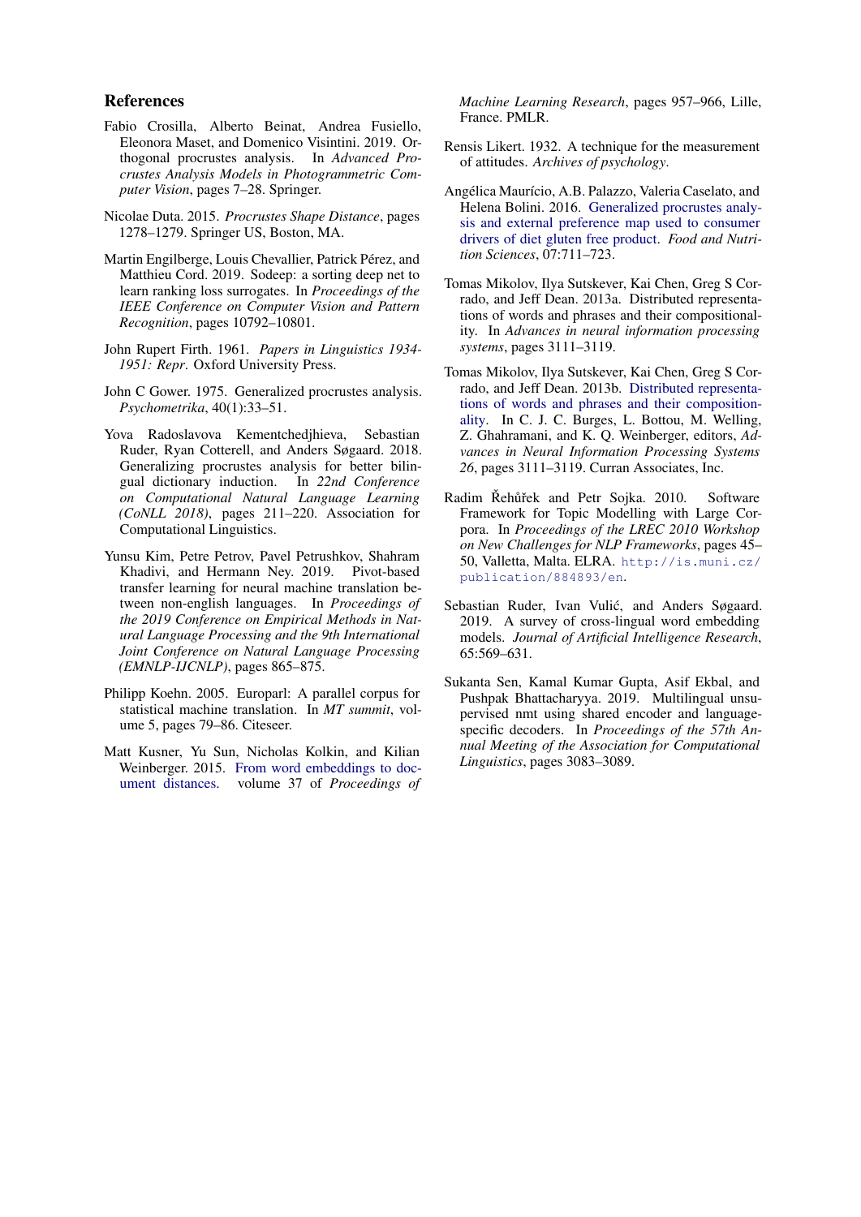## References

Fabio Crosilla, Alberto Beinat, Andrea Fusiello, Eleonora Maset, and Domenico Visintini. 2019. Orthogonal procrustes analysis. In *Advanced Procrustes Analysis Models in Photogrammetric Computer Vision*, pages 7–28. Springer.

Nicolae Duta. 2015. *Procrustes Shape Distance*, pages 1278–1279. Springer US, Boston, MA.

Martin Engilberge, Louis Chevallier, Patrick Pérez, and Matthieu Cord. 2019. Sodeep: a sorting deep net to learn ranking loss surrogates. In *Proceedings of the IEEE Conference on Computer Vision and Pattern Recognition*, pages 10792–10801.

John Rupert Firth. 1961. *Papers in Linguistics 1934-1951: Repr*. Oxford University Press.

John C Gower. 1975. Generalized procrustes analysis. *Psychometrika*, 40(1):33–51.

Yova Radoslavova Kementchedjhieva, Sebastian Ruder, Ryan Cotterell, and Anders Søgaard. 2018. Generalizing procrustes analysis for better bilingual dictionary induction. In *22nd Conference on Computational Natural Language Learning (CoNLL 2018)*, pages 211–220. Association for Computational Linguistics.

Yunsu Kim, Petre Petrov, Pavel Petrushkov, Shahram Khadivi, and Hermann Ney. 2019. Pivot-based transfer learning for neural machine translation between non-english languages. In *Proceedings of the 2019 Conference on Empirical Methods in Natural Language Processing and the 9th International Joint Conference on Natural Language Processing (EMNLP-IJCNLP)*, pages 865–875.

Philipp Koehn. 2005. Europarl: A parallel corpus for statistical machine translation. In *MT summit*, volume 5, pages 79–86. Citeseer.

Matt Kusner, Yu Sun, Nicholas Kolkin, and Kilian Weinberger. 2015. From word embeddings to document distances. volume 37 of *Proceedings of Machine Learning Research*, pages 957–966, Lille, France. PMLR.

Rensis Likert. 1932. A technique for the measurement of attitudes. *Archives of psychology*.

Angélica Maurício, A.B. Palazzo, Valeria Caselato, and Helena Bolini. 2016. Generalized procrustes analysis and external preference map used to consumer drivers of diet gluten free product. *Food and Nutrition Sciences*, 07:711–723.

Tomas Mikolov, Ilya Sutskever, Kai Chen, Greg S Corrado, and Jeff Dean. 2013a. Distributed representations of words and phrases and their compositionality. In *Advances in neural information processing systems*, pages 3111–3119.

Tomas Mikolov, Ilya Sutskever, Kai Chen, Greg S Corrado, and Jeff Dean. 2013b. Distributed representations of words and phrases and their compositionality. In C. J. C. Burges, L. Bottou, M. Welling, Z. Ghahramani, and K. Q. Weinberger, editors, *Advances in Neural Information Processing Systems 26*, pages 3111–3119. Curran Associates, Inc.

Radim Řehůřek and Petr Sojka. 2010. Software Framework for Topic Modelling with Large Corpora. In *Proceedings of the LREC 2010 Workshop on New Challenges for NLP Frameworks*, pages 45–50, Valletta, Malta. ELRA. http://is.muni.cz/publication/884893/en.

Sebastian Ruder, Ivan Vulić, and Anders Søgaard. 2019. A survey of cross-lingual word embedding models. *Journal of Artificial Intelligence Research*, 65:569–631.

Sukanta Sen, Kamal Kumar Gupta, Asif Ekbal, and Pushpak Bhattacharyya. 2019. Multilingual unsupervised nmt using shared encoder and language-specific decoders. In *Proceedings of the 57th Annual Meeting of the Association for Computational Linguistics*, pages 3083–3089.